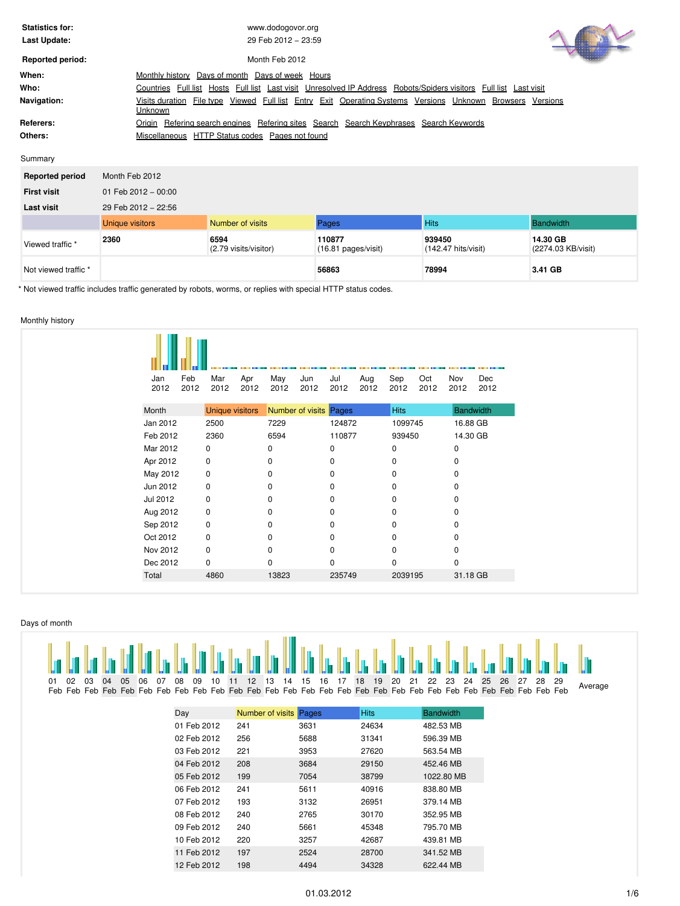**Statistics for:** www.dodogovor.org
**Last Update:** 29 Feb 2012 – 23:59

**Reported period:** Month Feb 2012

**When:** Monthly history  Days of month  Days of week  Hours
**Who:** Countries  Full list  Hosts  Full list  Last visit  Unresolved IP Address  Robots/Spiders visitors  Full list  Last visit
**Navigation:** Visits duration  File type  Viewed  Full list  Entry  Exit  Operating Systems  Versions  Unknown  Browsers  Versions  Unknown
**Referers:** Origin  Refering search engines  Refering sites  Search  Search Keyphrases  Search Keywords
**Others:** Miscellaneous  HTTP Status codes  Pages not found

Summary

| Reported period | Month Feb 2012 | | | | |
|---|---|---|---|---|---|
| First visit | 01 Feb 2012 – 00:00 | | | | |
| Last visit | 29 Feb 2012 – 22:56 | | | | |
| | Unique visitors | Number of visits | Pages | Hits | Bandwidth |
| Viewed traffic * | **2360** | **6594** (2.79 visits/visitor) | **110877** (16.81 pages/visit) | **939450** (142.47 hits/visit) | **14.30 GB** (2274.03 KB/visit) |
| Not viewed traffic * | | | **56863** | **78994** | **3.41 GB** |

* Not viewed traffic includes traffic generated by robots, worms, or replies with special HTTP status codes.

Monthly history

| Month | Unique visitors | Number of visits | Pages | Hits | Bandwidth |
|---|---|---|---|---|---|
| Jan 2012 | 2500 | 7229 | 124872 | 1099745 | 16.88 GB |
| Feb 2012 | 2360 | 6594 | 110877 | 939450 | 14.30 GB |
| Mar 2012 | 0 | 0 | 0 | 0 | 0 |
| Apr 2012 | 0 | 0 | 0 | 0 | 0 |
| May 2012 | 0 | 0 | 0 | 0 | 0 |
| Jun 2012 | 0 | 0 | 0 | 0 | 0 |
| Jul 2012 | 0 | 0 | 0 | 0 | 0 |
| Aug 2012 | 0 | 0 | 0 | 0 | 0 |
| Sep 2012 | 0 | 0 | 0 | 0 | 0 |
| Oct 2012 | 0 | 0 | 0 | 0 | 0 |
| Nov 2012 | 0 | 0 | 0 | 0 | 0 |
| Dec 2012 | 0 | 0 | 0 | 0 | 0 |
| Total | 4860 | 13823 | 235749 | 2039195 | 31.18 GB |

Days of month

| Day | Number of visits | Pages | Hits | Bandwidth |
|---|---|---|---|---|
| 01 Feb 2012 | 241 | 3631 | 24634 | 482.53 MB |
| 02 Feb 2012 | 256 | 5688 | 31341 | 596.39 MB |
| 03 Feb 2012 | 221 | 3953 | 27620 | 563.54 MB |
| 04 Feb 2012 | 208 | 3684 | 29150 | 452.46 MB |
| 05 Feb 2012 | 199 | 7054 | 38799 | 1022.80 MB |
| 06 Feb 2012 | 241 | 5611 | 40916 | 838.80 MB |
| 07 Feb 2012 | 193 | 3132 | 26951 | 379.14 MB |
| 08 Feb 2012 | 240 | 2765 | 30170 | 352.95 MB |
| 09 Feb 2012 | 240 | 5661 | 45348 | 795.70 MB |
| 10 Feb 2012 | 220 | 3257 | 42687 | 439.81 MB |
| 11 Feb 2012 | 197 | 2524 | 28700 | 341.52 MB |
| 12 Feb 2012 | 198 | 4494 | 34328 | 622.44 MB |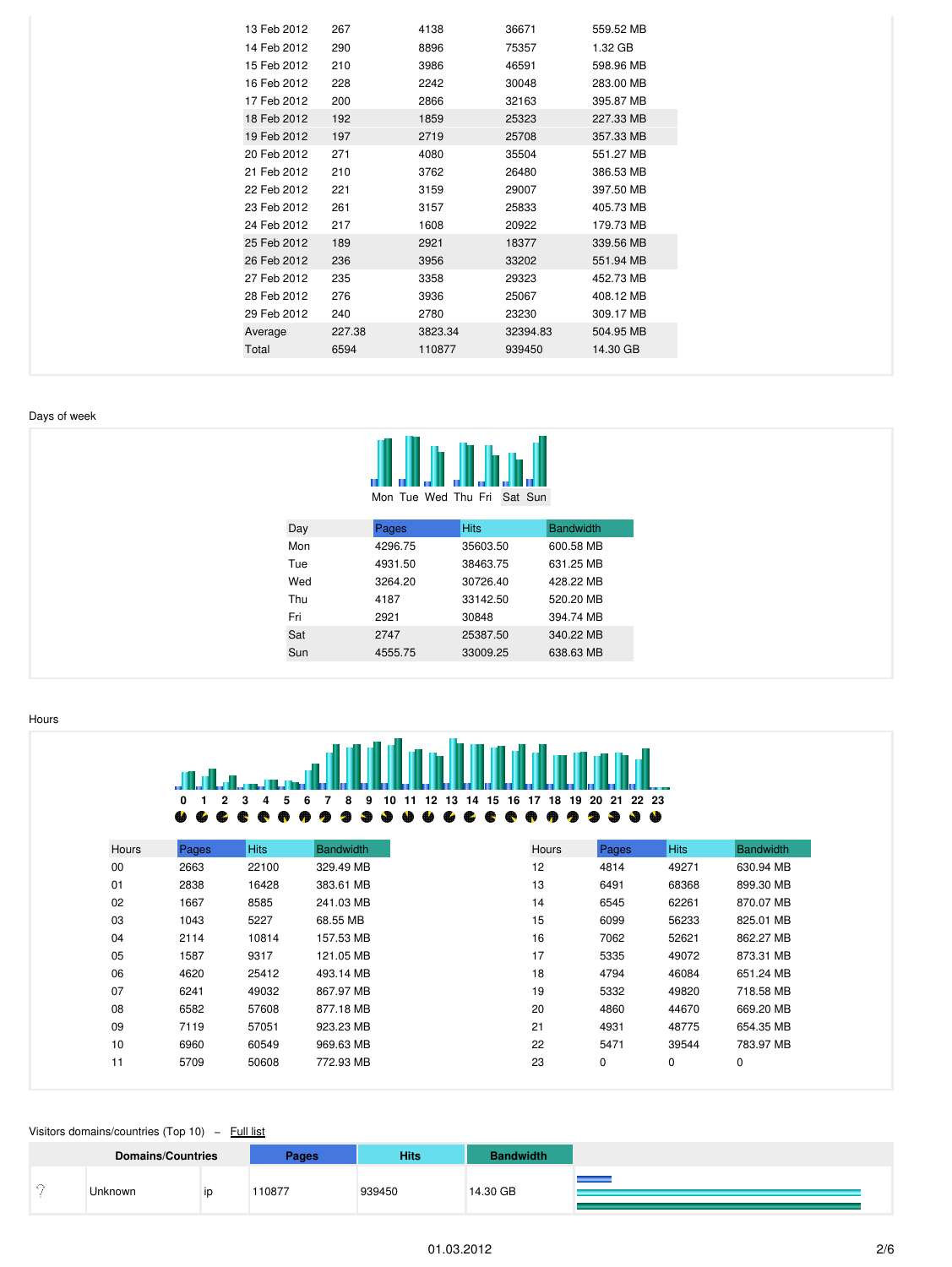| | | | | |
|---|---|---|---|---|
| 13 Feb 2012 | 267 | 4138 | 36671 | 559.52 MB |
| 14 Feb 2012 | 290 | 8896 | 75357 | 1.32 GB |
| 15 Feb 2012 | 210 | 3986 | 46591 | 598.96 MB |
| 16 Feb 2012 | 228 | 2242 | 30048 | 283.00 MB |
| 17 Feb 2012 | 200 | 2866 | 32163 | 395.87 MB |
| 18 Feb 2012 | 192 | 1859 | 25323 | 227.33 MB |
| 19 Feb 2012 | 197 | 2719 | 25708 | 357.33 MB |
| 20 Feb 2012 | 271 | 4080 | 35504 | 551.27 MB |
| 21 Feb 2012 | 210 | 3762 | 26480 | 386.53 MB |
| 22 Feb 2012 | 221 | 3159 | 29007 | 397.50 MB |
| 23 Feb 2012 | 261 | 3157 | 25833 | 405.73 MB |
| 24 Feb 2012 | 217 | 1608 | 20922 | 179.73 MB |
| 25 Feb 2012 | 189 | 2921 | 18377 | 339.56 MB |
| 26 Feb 2012 | 236 | 3956 | 33202 | 551.94 MB |
| 27 Feb 2012 | 235 | 3358 | 29323 | 452.73 MB |
| 28 Feb 2012 | 276 | 3936 | 25067 | 408.12 MB |
| 29 Feb 2012 | 240 | 2780 | 23230 | 309.17 MB |
| Average | 227.38 | 3823.34 | 32394.83 | 504.95 MB |
| Total | 6594 | 110877 | 939450 | 14.30 GB |

Days of week

Mon Tue Wed Thu Fri Sat Sun

| Day | Pages | Hits | Bandwidth |
|---|---|---|---|
| Mon | 4296.75 | 35603.50 | 600.58 MB |
| Tue | 4931.50 | 38463.75 | 631.25 MB |
| Wed | 3264.20 | 30726.40 | 428.22 MB |
| Thu | 4187 | 33142.50 | 520.20 MB |
| Fri | 2921 | 30848 | 394.74 MB |
| Sat | 2747 | 25387.50 | 340.22 MB |
| Sun | 4555.75 | 33009.25 | 638.63 MB |

Hours

0 1 2 3 4 5 6 7 8 9 10 11 12 13 14 15 16 17 18 19 20 21 22 23

| Hours | Pages | Hits | Bandwidth |
|---|---|---|---|
| 00 | 2663 | 22100 | 329.49 MB |
| 01 | 2838 | 16428 | 383.61 MB |
| 02 | 1667 | 8585 | 241.03 MB |
| 03 | 1043 | 5227 | 68.55 MB |
| 04 | 2114 | 10814 | 157.53 MB |
| 05 | 1587 | 9317 | 121.05 MB |
| 06 | 4620 | 25412 | 493.14 MB |
| 07 | 6241 | 49032 | 867.97 MB |
| 08 | 6582 | 57608 | 877.18 MB |
| 09 | 7119 | 57051 | 923.23 MB |
| 10 | 6960 | 60549 | 969.63 MB |
| 11 | 5709 | 50608 | 772.93 MB |

| Hours | Pages | Hits | Bandwidth |
|---|---|---|---|
| 12 | 4814 | 49271 | 630.94 MB |
| 13 | 6491 | 68368 | 899.30 MB |
| 14 | 6545 | 62261 | 870.07 MB |
| 15 | 6099 | 56233 | 825.01 MB |
| 16 | 7062 | 52621 | 862.27 MB |
| 17 | 5335 | 49072 | 873.31 MB |
| 18 | 4794 | 46084 | 651.24 MB |
| 19 | 5332 | 49820 | 718.58 MB |
| 20 | 4860 | 44670 | 669.20 MB |
| 21 | 4931 | 48775 | 654.35 MB |
| 22 | 5471 | 39544 | 783.97 MB |
| 23 | 0 | 0 | 0 |

Visitors domains/countries (Top 10) – Full list

| Domains/Countries | | Pages | Hits | Bandwidth |
|---|---|---|---|---|
| Unknown | ip | 110877 | 939450 | 14.30 GB |

01.03.2012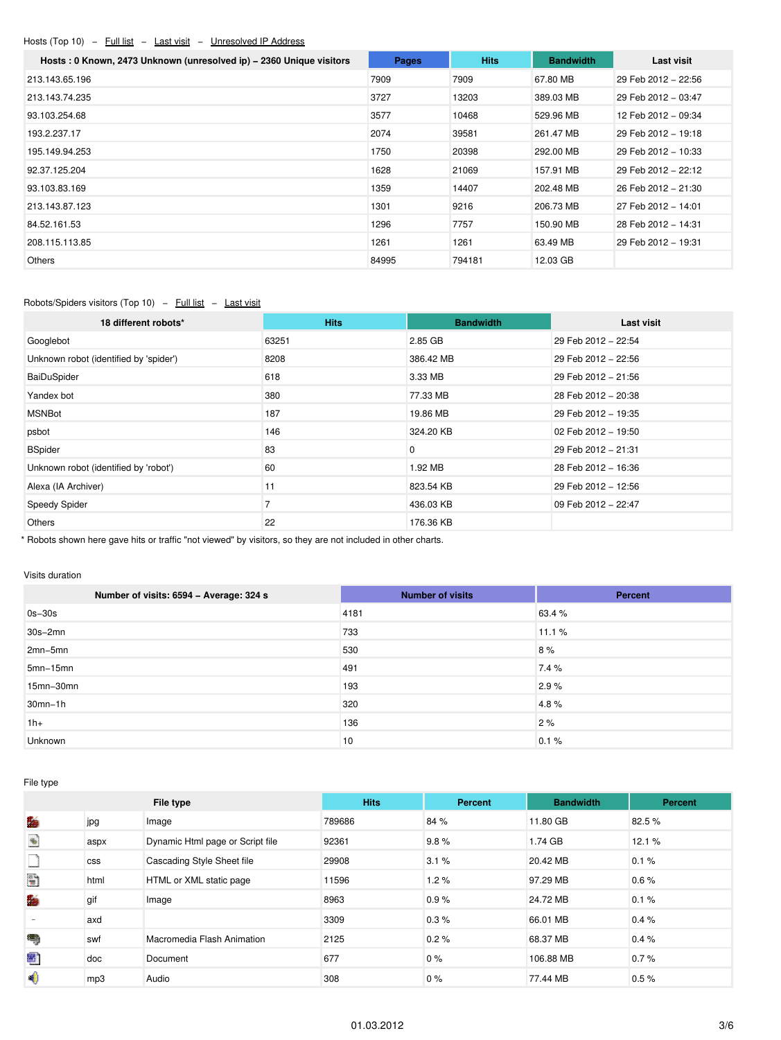Hosts (Top 10) – Full list – Last visit – Unresolved IP Address

| Hosts : 0 Known, 2473 Unknown (unresolved ip) – 2360 Unique visitors | Pages | Hits | Bandwidth | Last visit |
|---|---|---|---|---|
| 213.143.65.196 | 7909 | 7909 | 67.80 MB | 29 Feb 2012 – 22:56 |
| 213.143.74.235 | 3727 | 13203 | 389.03 MB | 29 Feb 2012 – 03:47 |
| 93.103.254.68 | 3577 | 10468 | 529.96 MB | 12 Feb 2012 – 09:34 |
| 193.2.237.17 | 2074 | 39581 | 261.47 MB | 29 Feb 2012 – 19:18 |
| 195.149.94.253 | 1750 | 20398 | 292.00 MB | 29 Feb 2012 – 10:33 |
| 92.37.125.204 | 1628 | 21069 | 157.91 MB | 29 Feb 2012 – 22:12 |
| 93.103.83.169 | 1359 | 14407 | 202.48 MB | 26 Feb 2012 – 21:30 |
| 213.143.87.123 | 1301 | 9216 | 206.73 MB | 27 Feb 2012 – 14:01 |
| 84.52.161.53 | 1296 | 7757 | 150.90 MB | 28 Feb 2012 – 14:31 |
| 208.115.113.85 | 1261 | 1261 | 63.49 MB | 29 Feb 2012 – 19:31 |
| Others | 84995 | 794181 | 12.03 GB | |

Robots/Spiders visitors (Top 10) – Full list – Last visit

| 18 different robots* | Hits | Bandwidth | Last visit |
|---|---|---|---|
| Googlebot | 63251 | 2.85 GB | 29 Feb 2012 – 22:54 |
| Unknown robot (identified by 'spider') | 8208 | 386.42 MB | 29 Feb 2012 – 22:56 |
| BaiDuSpider | 618 | 3.33 MB | 29 Feb 2012 – 21:56 |
| Yandex bot | 380 | 77.33 MB | 28 Feb 2012 – 20:38 |
| MSNBot | 187 | 19.86 MB | 29 Feb 2012 – 19:35 |
| psbot | 146 | 324.20 KB | 02 Feb 2012 – 19:50 |
| BSpider | 83 | 0 | 29 Feb 2012 – 21:31 |
| Unknown robot (identified by 'robot') | 60 | 1.92 MB | 28 Feb 2012 – 16:36 |
| Alexa (IA Archiver) | 11 | 823.54 KB | 29 Feb 2012 – 12:56 |
| Speedy Spider | 7 | 436.03 KB | 09 Feb 2012 – 22:47 |
| Others | 22 | 176.36 KB | |

* Robots shown here gave hits or traffic "not viewed" by visitors, so they are not included in other charts.

Visits duration

| Number of visits: 6594 – Average: 324 s | Number of visits | Percent |
|---|---|---|
| 0s–30s | 4181 | 63.4 % |
| 30s–2mn | 733 | 11.1 % |
| 2mn–5mn | 530 | 8 % |
| 5mn–15mn | 491 | 7.4 % |
| 15mn–30mn | 193 | 2.9 % |
| 30mn–1h | 320 | 4.8 % |
| 1h+ | 136 | 2 % |
| Unknown | 10 | 0.1 % |

File type

| File type | | | Hits | Percent | Bandwidth | Percent |
|---|---|---|---|---|---|---|
| | jpg | Image | 789686 | 84 % | 11.80 GB | 82.5 % |
| | aspx | Dynamic Html page or Script file | 92361 | 9.8 % | 1.74 GB | 12.1 % |
| | css | Cascading Style Sheet file | 29908 | 3.1 % | 20.42 MB | 0.1 % |
| | html | HTML or XML static page | 11596 | 1.2 % | 97.29 MB | 0.6 % |
| | gif | Image | 8963 | 0.9 % | 24.72 MB | 0.1 % |
| - | axd | | 3309 | 0.3 % | 66.01 MB | 0.4 % |
| | swf | Macromedia Flash Animation | 2125 | 0.2 % | 68.37 MB | 0.4 % |
| | doc | Document | 677 | 0 % | 106.88 MB | 0.7 % |
| | mp3 | Audio | 308 | 0 % | 77.44 MB | 0.5 % |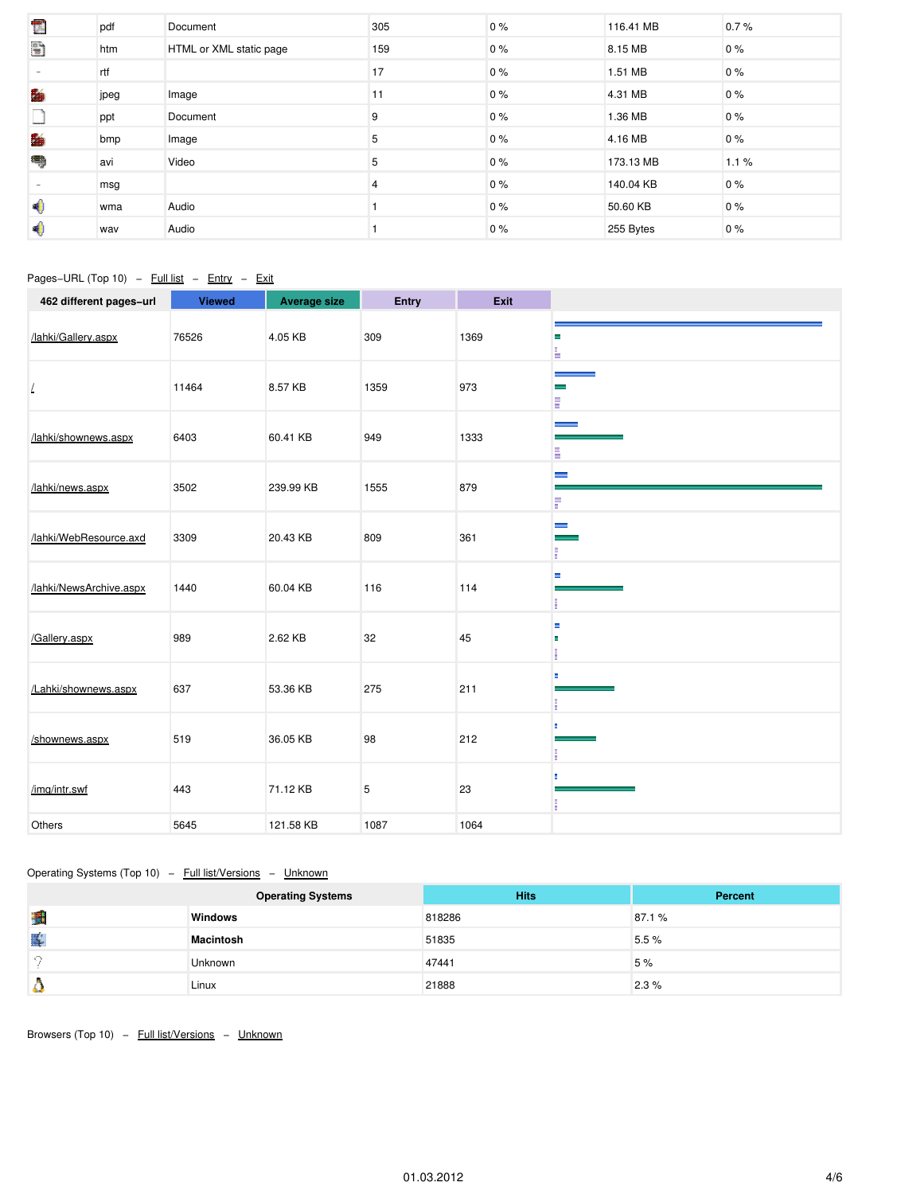| | | | | | | |
|---|---|---|---|---|---|---|
| | pdf | Document | 305 | 0 % | 116.41 MB | 0.7 % |
| | htm | HTML or XML static page | 159 | 0 % | 8.15 MB | 0 % |
| - | rtf | | 17 | 0 % | 1.51 MB | 0 % |
| | jpeg | Image | 11 | 0 % | 4.31 MB | 0 % |
| | ppt | Document | 9 | 0 % | 1.36 MB | 0 % |
| | bmp | Image | 5 | 0 % | 4.16 MB | 0 % |
| | avi | Video | 5 | 0 % | 173.13 MB | 1.1 % |
| - | msg | | 4 | 0 % | 140.04 KB | 0 % |
| | wma | Audio | 1 | 0 % | 50.60 KB | 0 % |
| | wav | Audio | 1 | 0 % | 255 Bytes | 0 % |

Pages-URL (Top 10) – Full list – Entry – Exit

| 462 different pages-url | Viewed | Average size | Entry | Exit |
|---|---|---|---|---|
| /lahki/Gallery.aspx | 76526 | 4.05 KB | 309 | 1369 |
| / | 11464 | 8.57 KB | 1359 | 973 |
| /lahki/shownews.aspx | 6403 | 60.41 KB | 949 | 1333 |
| /lahki/news.aspx | 3502 | 239.99 KB | 1555 | 879 |
| /lahki/WebResource.axd | 3309 | 20.43 KB | 809 | 361 |
| /lahki/NewsArchive.aspx | 1440 | 60.04 KB | 116 | 114 |
| /Gallery.aspx | 989 | 2.62 KB | 32 | 45 |
| /Lahki/shownews.aspx | 637 | 53.36 KB | 275 | 211 |
| /shownews.aspx | 519 | 36.05 KB | 98 | 212 |
| /img/intr.swf | 443 | 71.12 KB | 5 | 23 |
| Others | 5645 | 121.58 KB | 1087 | 1064 |

Operating Systems (Top 10) – Full list/Versions – Unknown

| | Operating Systems | Hits | Percent |
|---|---|---|---|
| | **Windows** | 818286 | 87.1 % |
| | **Macintosh** | 51835 | 5.5 % |
| | Unknown | 47441 | 5 % |
| | Linux | 21888 | 2.3 % |

Browsers (Top 10) – Full list/Versions – Unknown

01.03.2012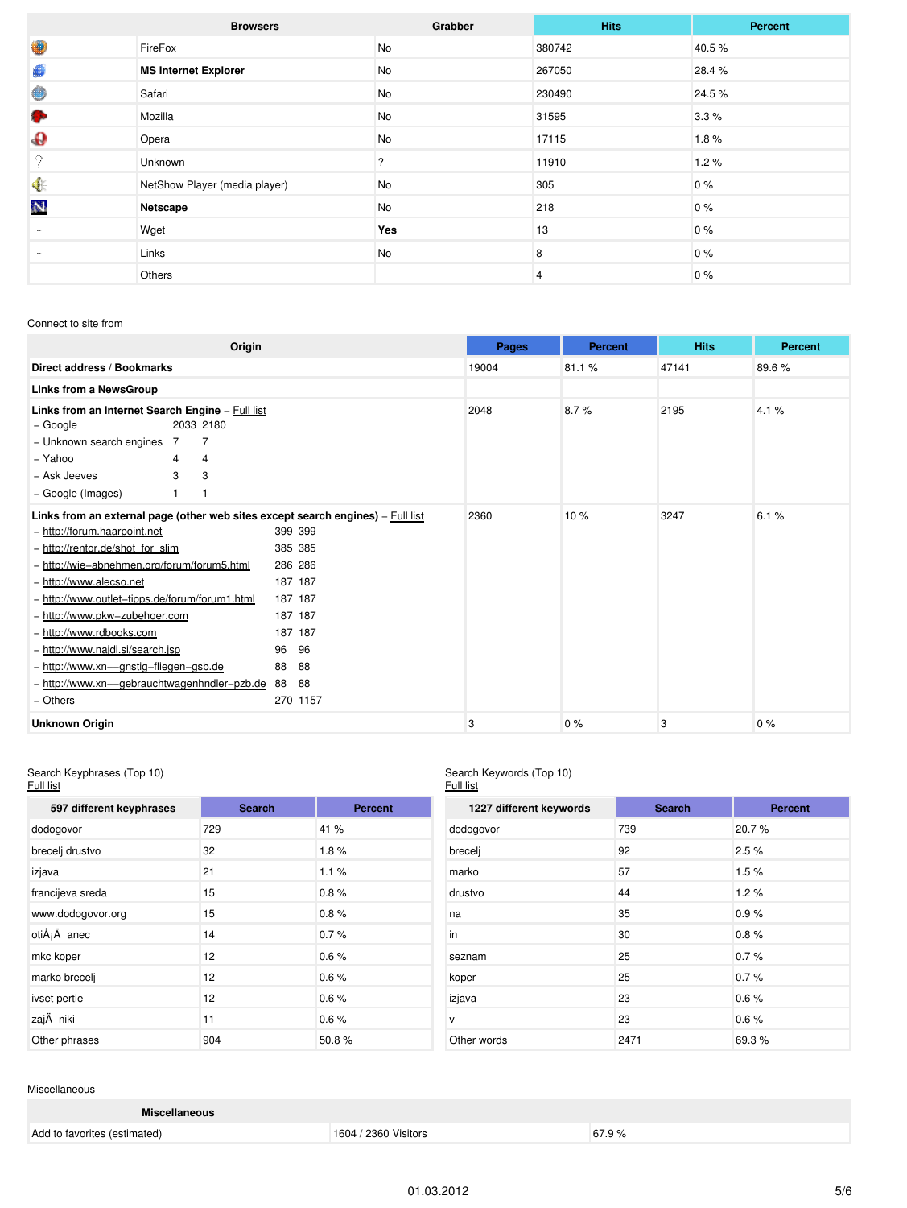| | Browsers | Grabber | Hits | Percent |
|---|---|---|---|---|
| | FireFox | No | 380742 | 40.5 % |
| | **MS Internet Explorer** | No | 267050 | 28.4 % |
| | Safari | No | 230490 | 24.5 % |
| | Mozilla | No | 31595 | 3.3 % |
| | Opera | No | 17115 | 1.8 % |
| | Unknown | ? | 11910 | 1.2 % |
| | NetShow Player (media player) | No | 305 | 0 % |
| | **Netscape** | No | 218 | 0 % |
| - | Wget | **Yes** | 13 | 0 % |
| - | Links | No | 8 | 0 % |
| | Others | | 4 | 0 % |

Connect to site from

| Origin | Pages | Percent | Hits | Percent |
|---|---|---|---|---|
| **Direct address / Bookmarks** | 19004 | 81.1 % | 47141 | 89.6 % |
| **Links from a NewsGroup** | | | | |
| **Links from an Internet Search Engine** – Full list<br>– Google 2033 2180<br>– Unknown search engines 7 7<br>– Yahoo 4 4<br>– Ask Jeeves 3 3<br>– Google (Images) 1 1 | 2048 | 8.7 % | 2195 | 4.1 % |
| **Links from an external page (other web sites except search engines)** – Full list<br>– http://forum.haarpoint.net 399 399<br>– http://rentor.de/shot_for_slim 385 385<br>– http://wie–abnehmen.org/forum/forum5.html 286 286<br>– http://www.alecso.net 187 187<br>– http://www.outlet–tipps.de/forum/forum1.html 187 187<br>– http://www.pkw–zubehoer.com 187 187<br>– http://www.rdbooks.com 187 187<br>– http://www.najdi.si/search.jsp 96 96<br>– http://www.xn––gnstig–fliegen–gsb.de 88 88<br>– http://www.xn––gebrauchtwagenhndler–pzb.de 88 88<br>– Others 270 1157 | 2360 | 10 % | 3247 | 6.1 % |
| **Unknown Origin** | 3 | 0 % | 3 | 0 % |

Search Keyphrases (Top 10)
Full list

| 597 different keyphrases | Search | Percent |
|---|---|---|
| dodogovor | 729 | 41 % |
| brecelj drustvo | 32 | 1.8 % |
| izjava | 21 | 1.1 % |
| francijeva sreda | 15 | 0.8 % |
| www.dodogovor.org | 15 | 0.8 % |
| otiÅ¡Ä anec | 14 | 0.7 % |
| mkc koper | 12 | 0.6 % |
| marko brecelj | 12 | 0.6 % |
| ivset pertle | 12 | 0.6 % |
| zajÄ niki | 11 | 0.6 % |
| Other phrases | 904 | 50.8 % |

Search Keywords (Top 10)
Full list

| 1227 different keywords | Search | Percent |
|---|---|---|
| dodogovor | 739 | 20.7 % |
| brecelj | 92 | 2.5 % |
| marko | 57 | 1.5 % |
| drustvo | 44 | 1.2 % |
| na | 35 | 0.9 % |
| in | 30 | 0.8 % |
| seznam | 25 | 0.7 % |
| koper | 25 | 0.7 % |
| izjava | 23 | 0.6 % |
| v | 23 | 0.6 % |
| Other words | 2471 | 69.3 % |

Miscellaneous

| Miscellaneous | | |
|---|---|---|
| Add to favorites (estimated) | 1604 / 2360 Visitors | 67.9 % |

01.03.2012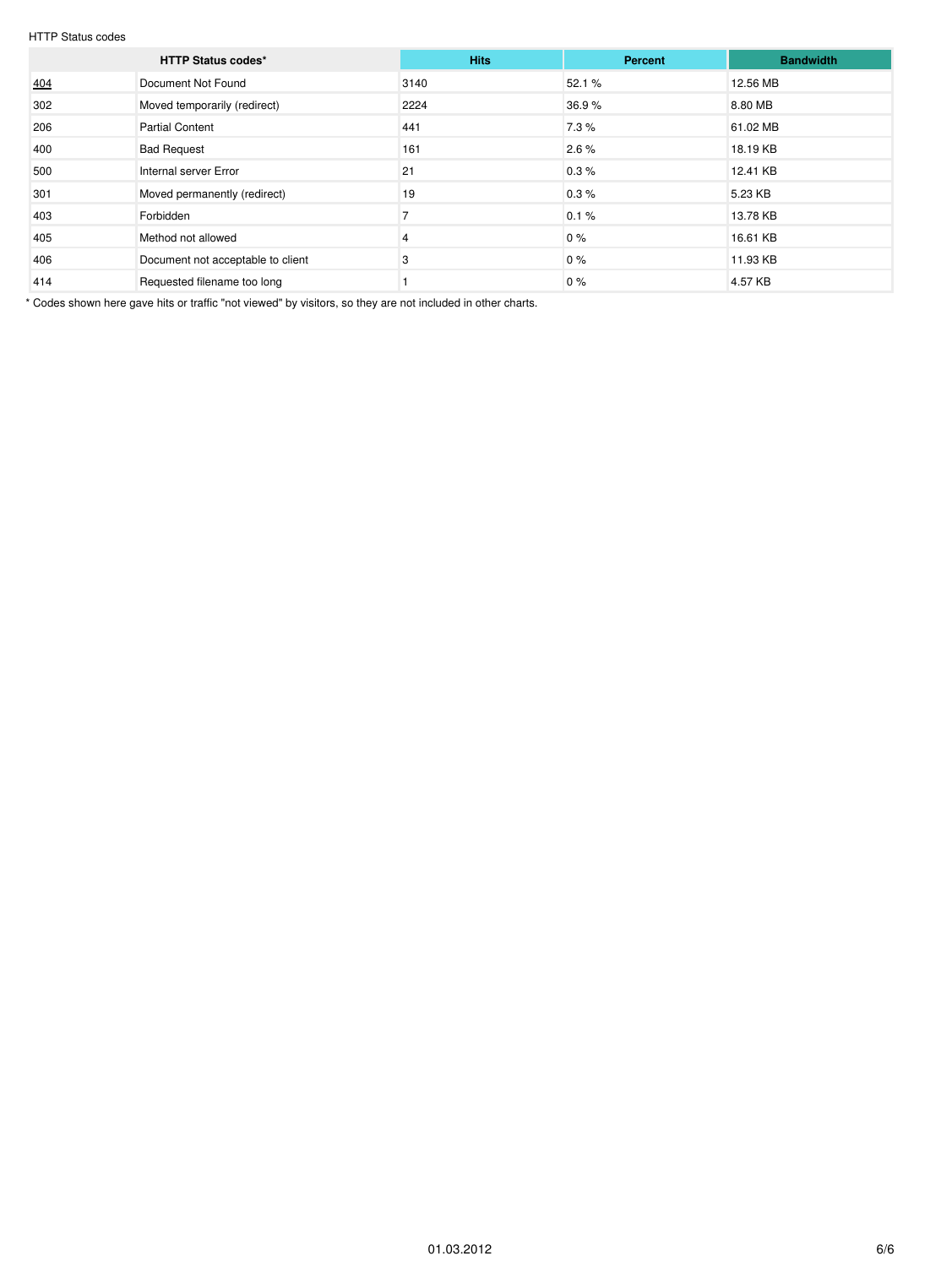HTTP Status codes

| HTTP Status codes* | | Hits | Percent | Bandwidth |
|---|---|---|---|---|
| 404 | Document Not Found | 3140 | 52.1 % | 12.56 MB |
| 302 | Moved temporarily (redirect) | 2224 | 36.9 % | 8.80 MB |
| 206 | Partial Content | 441 | 7.3 % | 61.02 MB |
| 400 | Bad Request | 161 | 2.6 % | 18.19 KB |
| 500 | Internal server Error | 21 | 0.3 % | 12.41 KB |
| 301 | Moved permanently (redirect) | 19 | 0.3 % | 5.23 KB |
| 403 | Forbidden | 7 | 0.1 % | 13.78 KB |
| 405 | Method not allowed | 4 | 0 % | 16.61 KB |
| 406 | Document not acceptable to client | 3 | 0 % | 11.93 KB |
| 414 | Requested filename too long | 1 | 0 % | 4.57 KB |

* Codes shown here gave hits or traffic "not viewed" by visitors, so they are not included in other charts.